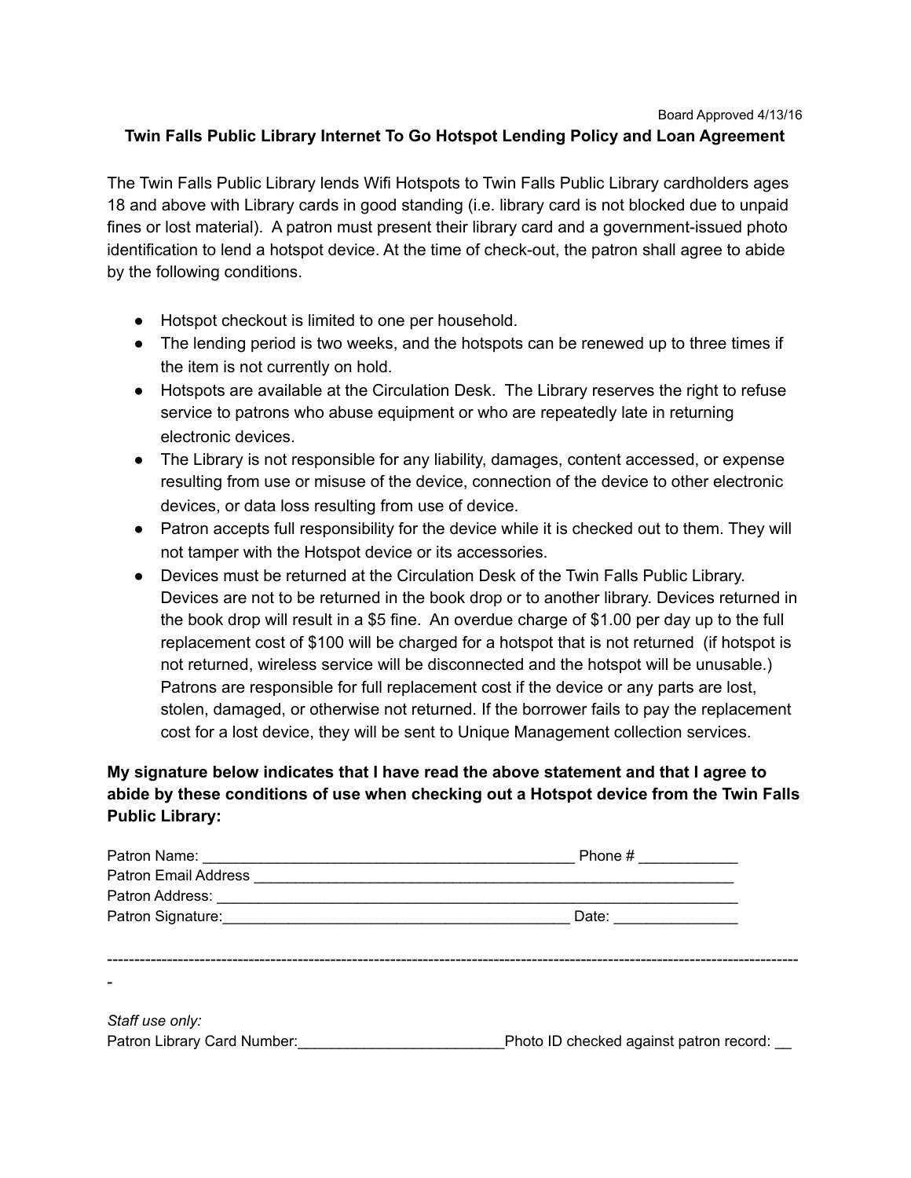Board Approved 4/13/16

**Twin Falls Public Library Internet To Go Hotspot Lending Policy and Loan Agreement**

The Twin Falls Public Library lends Wifi Hotspots to Twin Falls Public Library cardholders ages 18 and above with Library cards in good standing (i.e. library card is not blocked due to unpaid fines or lost material). A patron must present their library card and a government-issued photo identification to lend a hotspot device. At the time of check-out, the patron shall agree to abide by the following conditions.

- Hotspot checkout is limited to one per household.
- The lending period is two weeks, and the hotspots can be renewed up to three times if the item is not currently on hold.
- Hotspots are available at the Circulation Desk. The Library reserves the right to refuse service to patrons who abuse equipment or who are repeatedly late in returning electronic devices.
- The Library is not responsible for any liability, damages, content accessed, or expense resulting from use or misuse of the device, connection of the device to other electronic devices, or data loss resulting from use of device.
- Patron accepts full responsibility for the device while it is checked out to them. They will not tamper with the Hotspot device or its accessories.
- Devices must be returned at the Circulation Desk of the Twin Falls Public Library. Devices are not to be returned in the book drop or to another library. Devices returned in the book drop will result in a $5 fine. An overdue charge of $1.00 per day up to the full replacement cost of $100 will be charged for a hotspot that is not returned (if hotspot is not returned, wireless service will be disconnected and the hotspot will be unusable.) Patrons are responsible for full replacement cost if the device or any parts are lost, stolen, damaged, or otherwise not returned. If the borrower fails to pay the replacement cost for a lost device, they will be sent to Unique Management collection services.

**My signature below indicates that I have read the above statement and that I agree to abide by these conditions of use when checking out a Hotspot device from the Twin Falls Public Library:**

Patron Name: _____________________________________________ Phone # ____________
Patron Email Address ____________________________________________________________
Patron Address: _________________________________________________________________
Patron Signature:__________________________________________ Date: _______________

---

*Staff use only:*
Patron Library Card Number:_________________________Photo ID checked against patron record: __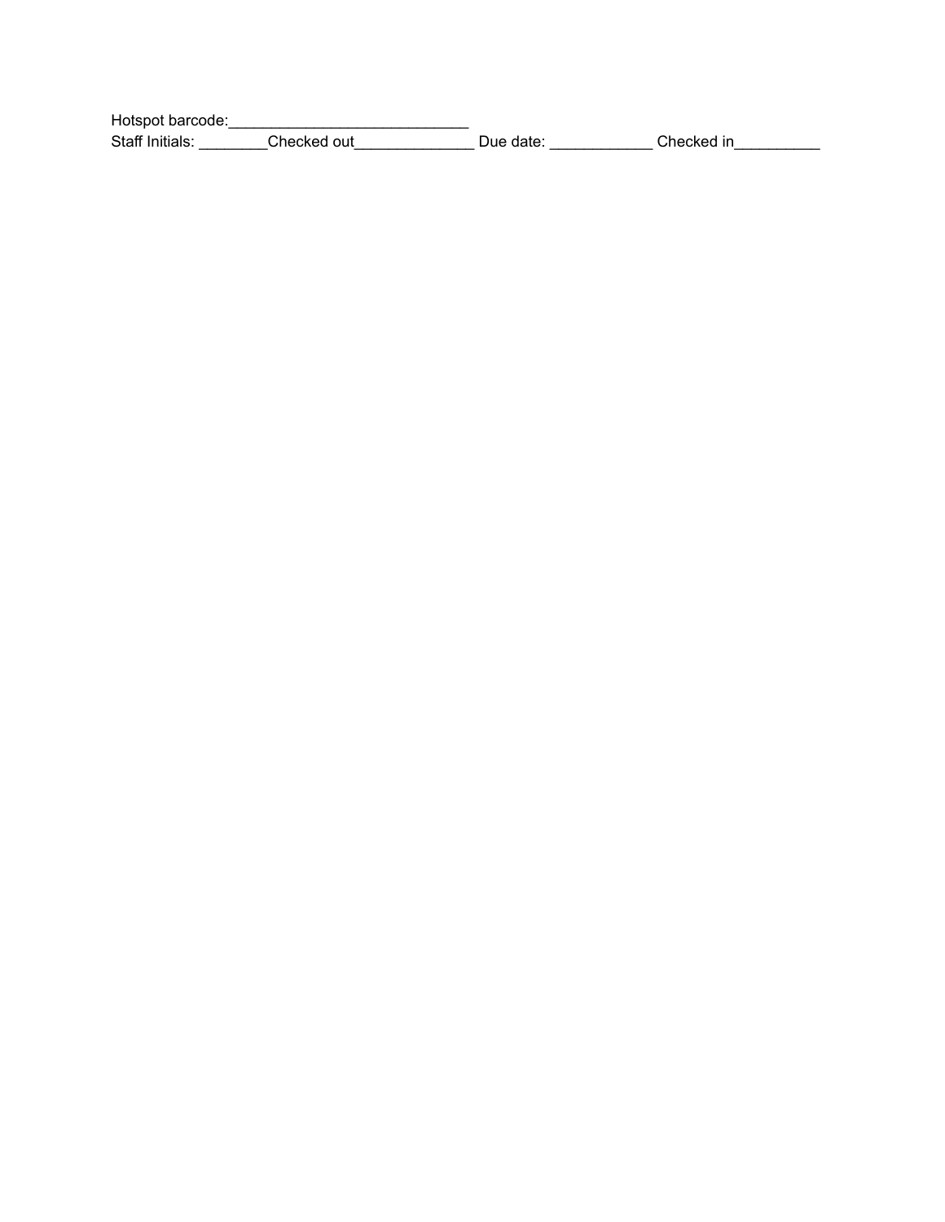Hotspot barcode:_____________________________

Staff Initials: ________Checked out______________ Due date: ____________ Checked in__________